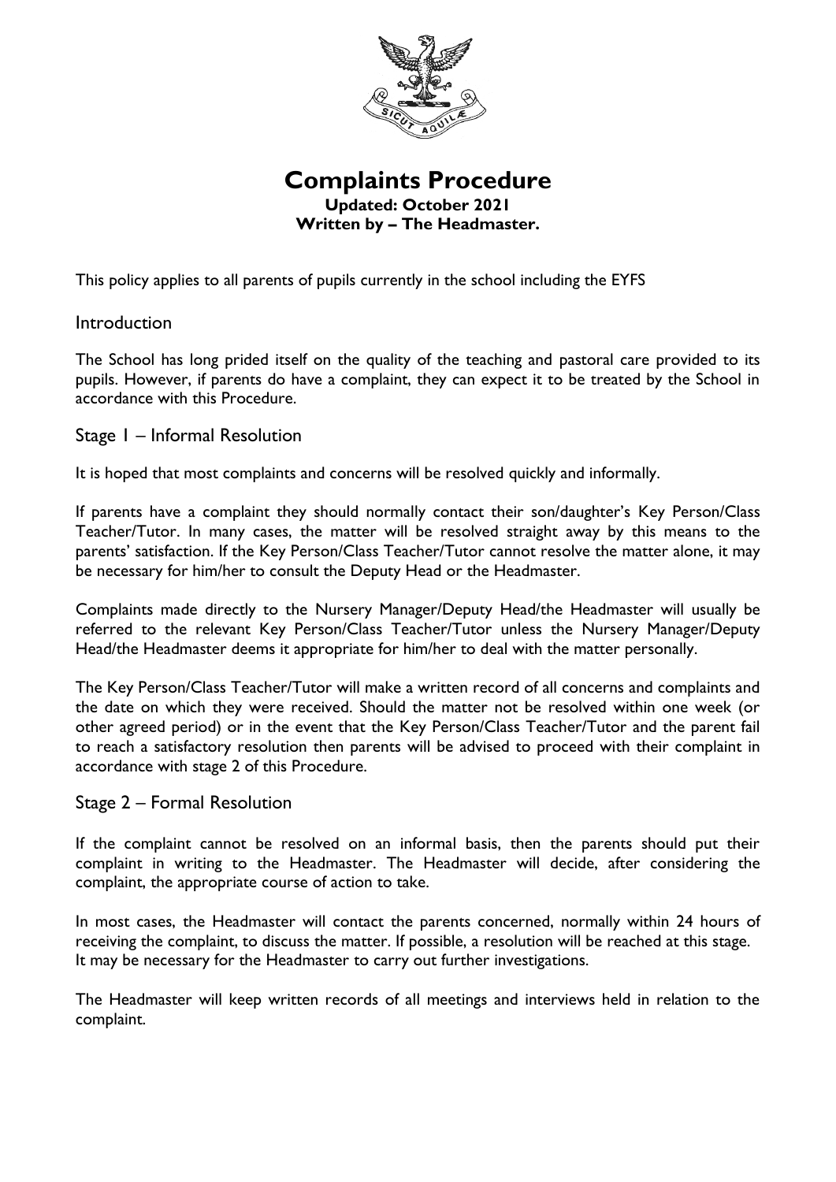# Complaints Procedure

**Updated: October 2021**
**Written by – The Headmaster.**

This policy applies to all parents of pupils currently in the school including the EYFS

## Introduction

The School has long prided itself on the quality of the teaching and pastoral care provided to its pupils. However, if parents do have a complaint, they can expect it to be treated by the School in accordance with this Procedure.

## Stage 1 – Informal Resolution

It is hoped that most complaints and concerns will be resolved quickly and informally.

If parents have a complaint they should normally contact their son/daughter's Key Person/Class Teacher/Tutor. In many cases, the matter will be resolved straight away by this means to the parents' satisfaction. If the Key Person/Class Teacher/Tutor cannot resolve the matter alone, it may be necessary for him/her to consult the Deputy Head or the Headmaster.

Complaints made directly to the Nursery Manager/Deputy Head/the Headmaster will usually be referred to the relevant Key Person/Class Teacher/Tutor unless the Nursery Manager/Deputy Head/the Headmaster deems it appropriate for him/her to deal with the matter personally.

The Key Person/Class Teacher/Tutor will make a written record of all concerns and complaints and the date on which they were received. Should the matter not be resolved within one week (or other agreed period) or in the event that the Key Person/Class Teacher/Tutor and the parent fail to reach a satisfactory resolution then parents will be advised to proceed with their complaint in accordance with stage 2 of this Procedure.

## Stage 2 – Formal Resolution

If the complaint cannot be resolved on an informal basis, then the parents should put their complaint in writing to the Headmaster. The Headmaster will decide, after considering the complaint, the appropriate course of action to take.

In most cases, the Headmaster will contact the parents concerned, normally within 24 hours of receiving the complaint, to discuss the matter. If possible, a resolution will be reached at this stage. It may be necessary for the Headmaster to carry out further investigations.

The Headmaster will keep written records of all meetings and interviews held in relation to the complaint.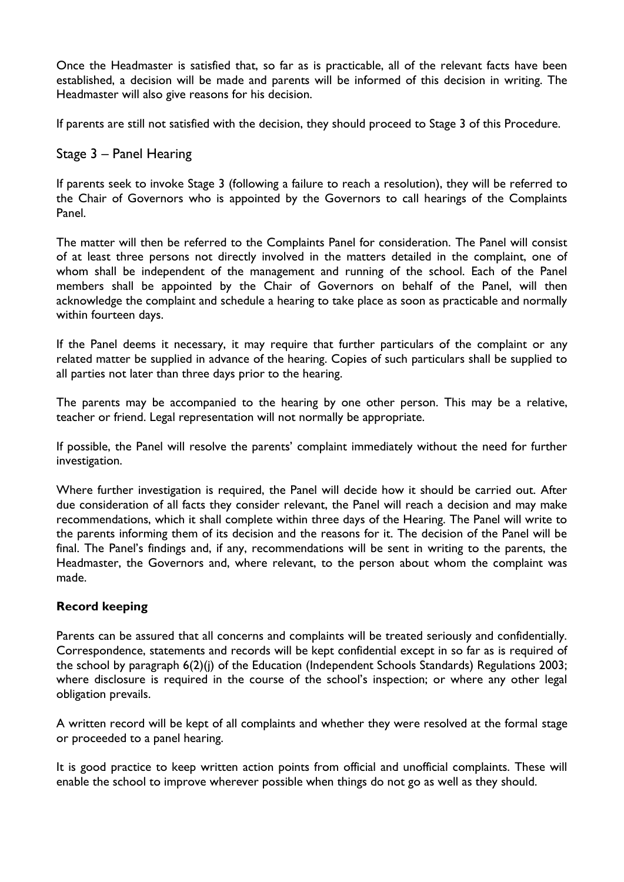Once the Headmaster is satisfied that, so far as is practicable, all of the relevant facts have been established, a decision will be made and parents will be informed of this decision in writing. The Headmaster will also give reasons for his decision.

If parents are still not satisfied with the decision, they should proceed to Stage 3 of this Procedure.

## Stage 3 – Panel Hearing

If parents seek to invoke Stage 3 (following a failure to reach a resolution), they will be referred to the Chair of Governors who is appointed by the Governors to call hearings of the Complaints Panel.

The matter will then be referred to the Complaints Panel for consideration. The Panel will consist of at least three persons not directly involved in the matters detailed in the complaint, one of whom shall be independent of the management and running of the school. Each of the Panel members shall be appointed by the Chair of Governors on behalf of the Panel, will then acknowledge the complaint and schedule a hearing to take place as soon as practicable and normally within fourteen days.

If the Panel deems it necessary, it may require that further particulars of the complaint or any related matter be supplied in advance of the hearing. Copies of such particulars shall be supplied to all parties not later than three days prior to the hearing.

The parents may be accompanied to the hearing by one other person. This may be a relative, teacher or friend. Legal representation will not normally be appropriate.

If possible, the Panel will resolve the parents' complaint immediately without the need for further investigation.

Where further investigation is required, the Panel will decide how it should be carried out. After due consideration of all facts they consider relevant, the Panel will reach a decision and may make recommendations, which it shall complete within three days of the Hearing. The Panel will write to the parents informing them of its decision and the reasons for it. The decision of the Panel will be final. The Panel's findings and, if any, recommendations will be sent in writing to the parents, the Headmaster, the Governors and, where relevant, to the person about whom the complaint was made.

**Record keeping**

Parents can be assured that all concerns and complaints will be treated seriously and confidentially. Correspondence, statements and records will be kept confidential except in so far as is required of the school by paragraph 6(2)(j) of the Education (Independent Schools Standards) Regulations 2003; where disclosure is required in the course of the school's inspection; or where any other legal obligation prevails.

A written record will be kept of all complaints and whether they were resolved at the formal stage or proceeded to a panel hearing.

It is good practice to keep written action points from official and unofficial complaints. These will enable the school to improve wherever possible when things do not go as well as they should.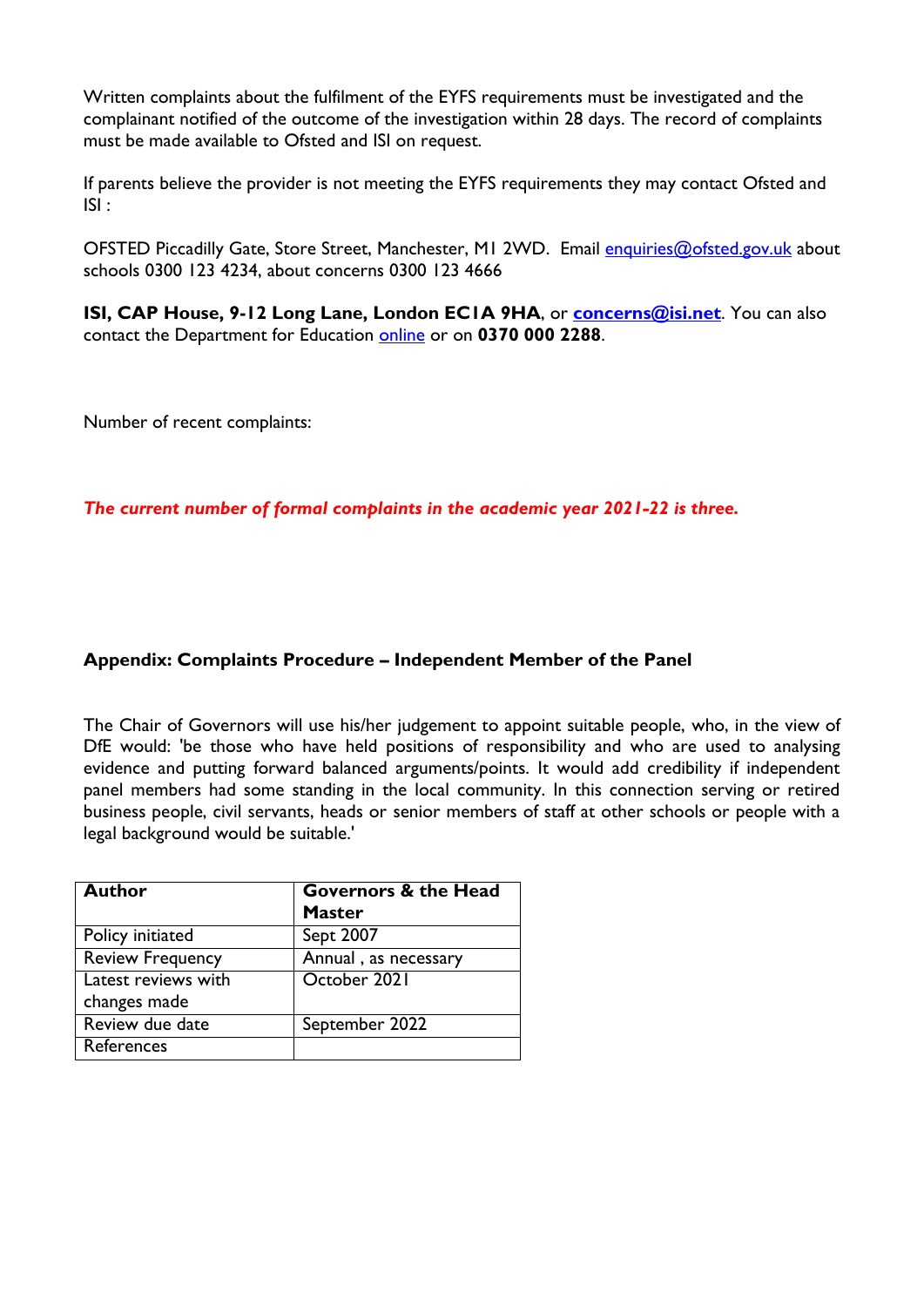Written complaints about the fulfilment of the EYFS requirements must be investigated and the complainant notified of the outcome of the investigation within 28 days. The record of complaints must be made available to Ofsted and ISI on request.

If parents believe the provider is not meeting the EYFS requirements they may contact Ofsted and ISI :

OFSTED Piccadilly Gate, Store Street, Manchester, M1 2WD. Email enquiries@ofsted.gov.uk about schools 0300 123 4234, about concerns 0300 123 4666

**ISI, CAP House, 9-12 Long Lane, London EC1A 9HA**, or **concerns@isi.net**. You can also contact the Department for Education online or on **0370 000 2288**.

Number of recent complaints:

***The current number of formal complaints in the academic year 2021-22 is three.***

**Appendix: Complaints Procedure – Independent Member of the Panel**

The Chair of Governors will use his/her judgement to appoint suitable people, who, in the view of DfE would: 'be those who have held positions of responsibility and who are used to analysing evidence and putting forward balanced arguments/points. It would add credibility if independent panel members had some standing in the local community. In this connection serving or retired business people, civil servants, heads or senior members of staff at other schools or people with a legal background would be suitable.'

| **Author** | **Governors & the Head Master** |
|---|---|
| Policy initiated | Sept 2007 |
| Review Frequency | Annual , as necessary |
| Latest reviews with changes made | October 2021 |
| Review due date | September 2022 |
| References | |